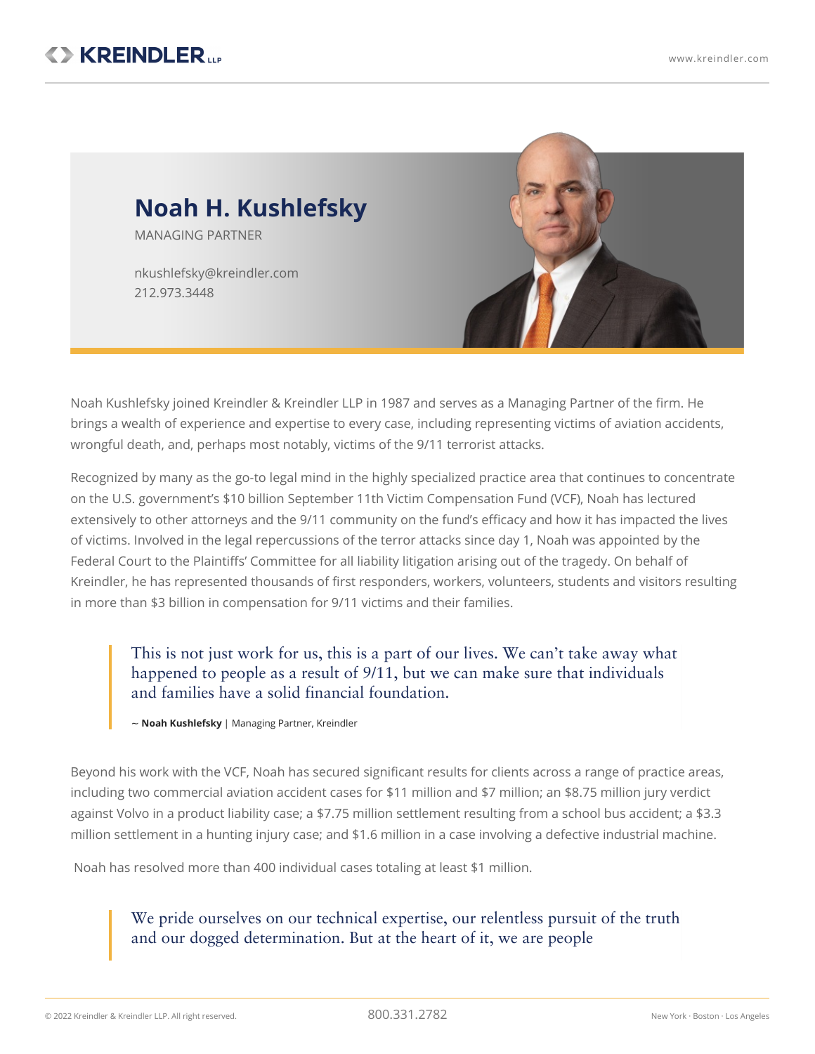# Noah H. Kushlefsky

MANAGING PARTNER

nkushlefsky@kreindler.com
212.973.3448

Noah Kushlefsky joined Kreindler & Kreindler LLP in 1987 and serves as a Managing Partner of the firm. He brings a wealth of experience and expertise to every case, including representing victims of aviation accidents, wrongful death, and, perhaps most notably, victims of the 9/11 terrorist attacks.

Recognized by many as the go-to legal mind in the highly specialized practice area that continues to concentrate on the U.S. government's $10 billion September 11th Victim Compensation Fund (VCF), Noah has lectured extensively to other attorneys and the 9/11 community on the fund's efficacy and how it has impacted the lives of victims. Involved in the legal repercussions of the terror attacks since day 1, Noah was appointed by the Federal Court to the Plaintiffs' Committee for all liability litigation arising out of the tragedy. On behalf of Kreindler, he has represented thousands of first responders, workers, volunteers, students and visitors resulting in more than $3 billion in compensation for 9/11 victims and their families.

> This is not just work for us, this is a part of our lives. We can't take away what happened to people as a result of 9/11, but we can make sure that individuals and families have a solid financial foundation.
>
> ~ **Noah Kushlefsky** | Managing Partner, Kreindler

Beyond his work with the VCF, Noah has secured significant results for clients across a range of practice areas, including two commercial aviation accident cases for $11 million and $7 million; an $8.75 million jury verdict against Volvo in a product liability case; a $7.75 million settlement resulting from a school bus accident; a $3.3 million settlement in a hunting injury case; and $1.6 million in a case involving a defective industrial machine.

Noah has resolved more than 400 individual cases totaling at least $1 million.

> We pride ourselves on our technical expertise, our relentless pursuit of the truth and our dogged determination. But at the heart of it, we are people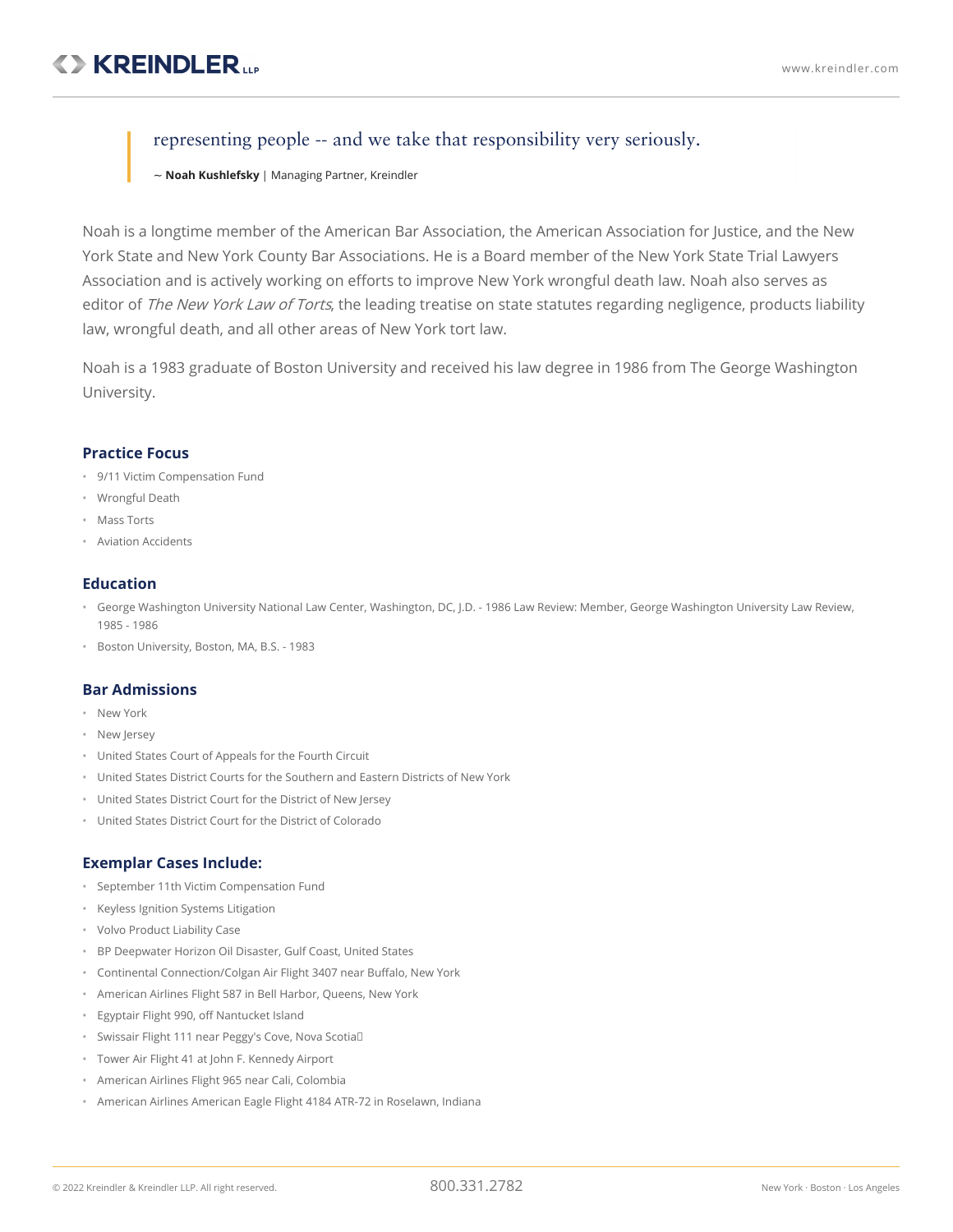> representing people -- and we take that responsibility very seriously.
>
> ~ **Noah Kushlefsky** | Managing Partner, Kreindler

Noah is a longtime member of the American Bar Association, the American Association for Justice, and the New York State and New York County Bar Associations. He is a Board member of the New York State Trial Lawyers Association and is actively working on efforts to improve New York wrongful death law. Noah also serves as editor of *The New York Law of Torts*, the leading treatise on state statutes regarding negligence, products liability law, wrongful death, and all other areas of New York tort law.

Noah is a 1983 graduate of Boston University and received his law degree in 1986 from The George Washington University.

### Practice Focus

- 9/11 Victim Compensation Fund
- Wrongful Death
- Mass Torts
- Aviation Accidents

### Education

- George Washington University National Law Center, Washington, DC, J.D. - 1986 Law Review: Member, George Washington University Law Review, 1985 - 1986
- Boston University, Boston, MA, B.S. - 1983

### Bar Admissions

- New York
- New Jersey
- United States Court of Appeals for the Fourth Circuit
- United States District Courts for the Southern and Eastern Districts of New York
- United States District Court for the District of New Jersey
- United States District Court for the District of Colorado

### Exemplar Cases Include:

- September 11th Victim Compensation Fund
- Keyless Ignition Systems Litigation
- Volvo Product Liability Case
- BP Deepwater Horizon Oil Disaster, Gulf Coast, United States
- Continental Connection/Colgan Air Flight 3407 near Buffalo, New York
- American Airlines Flight 587 in Bell Harbor, Queens, New York
- Egyptair Flight 990, off Nantucket Island
- Swissair Flight 111 near Peggy's Cove, Nova Scotia
- Tower Air Flight 41 at John F. Kennedy Airport
- American Airlines Flight 965 near Cali, Colombia
- American Airlines American Eagle Flight 4184 ATR-72 in Roselawn, Indiana